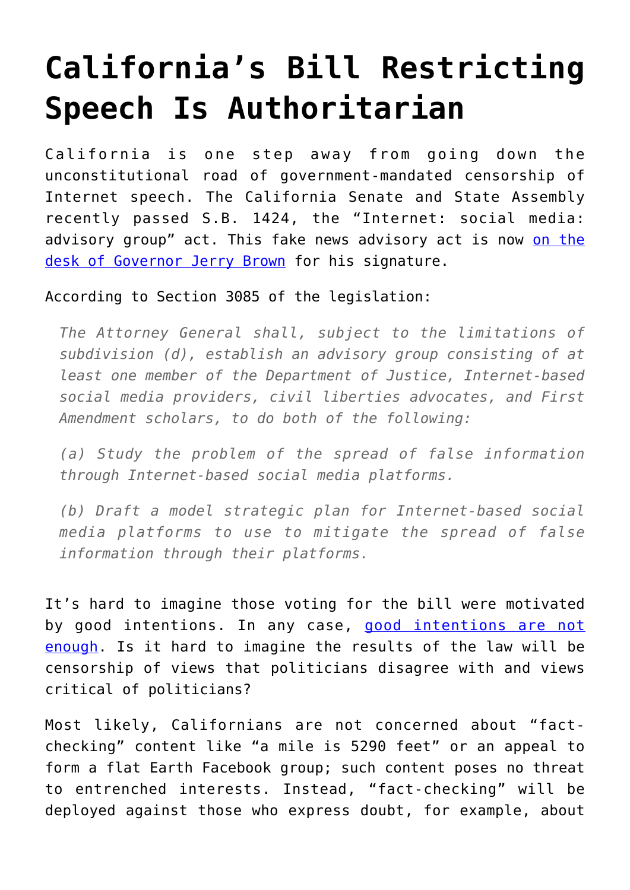# California's Bill Restricting Speech Is Authoritarian

California is one step away from going down the unconstitutional road of government-mandated censorship of Internet speech. The California Senate and State Assembly recently passed S.B. 1424, the "Internet: social media: advisory group" act. This fake news advisory act is now [on the desk of Governor Jerry Brown]() for his signature.

According to Section 3085 of the legislation:

> *The Attorney General shall, subject to the limitations of subdivision (d), establish an advisory group consisting of at least one member of the Department of Justice, Internet-based social media providers, civil liberties advocates, and First Amendment scholars, to do both of the following:*
>
> *(a) Study the problem of the spread of false information through Internet-based social media platforms.*
>
> *(b) Draft a model strategic plan for Internet-based social media platforms to use to mitigate the spread of false information through their platforms.*

It's hard to imagine those voting for the bill were motivated by good intentions. In any case, [good intentions are not enough](). Is it hard to imagine the results of the law will be censorship of views that politicians disagree with and views critical of politicians?

Most likely, Californians are not concerned about "fact-checking" content like "a mile is 5290 feet" or an appeal to form a flat Earth Facebook group; such content poses no threat to entrenched interests. Instead, "fact-checking" will be deployed against those who express doubt, for example, about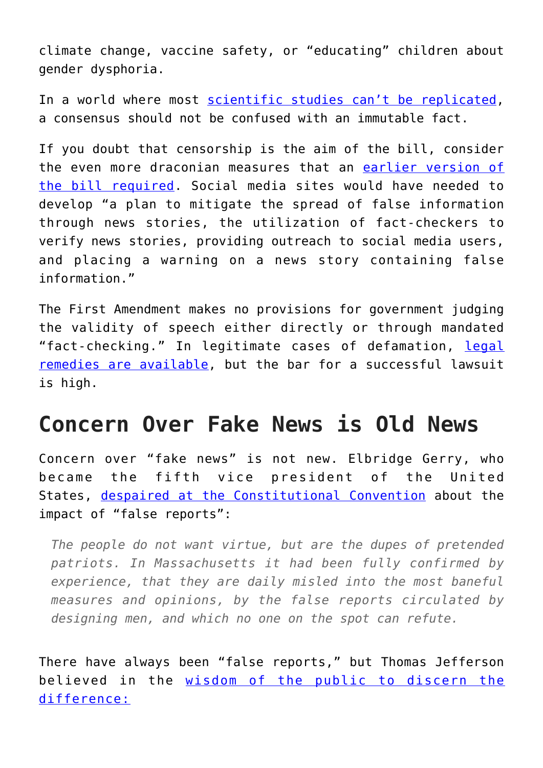climate change, vaccine safety, or "educating" children about gender dysphoria.

In a world where most scientific studies can't be replicated, a consensus should not be confused with an immutable fact.

If you doubt that censorship is the aim of the bill, consider the even more draconian measures that an earlier version of the bill required. Social media sites would have needed to develop "a plan to mitigate the spread of false information through news stories, the utilization of fact-checkers to verify news stories, providing outreach to social media users, and placing a warning on a news story containing false information."

The First Amendment makes no provisions for government judging the validity of speech either directly or through mandated "fact-checking." In legitimate cases of defamation, legal remedies are available, but the bar for a successful lawsuit is high.

## Concern Over Fake News is Old News

Concern over "fake news" is not new. Elbridge Gerry, who became the fifth vice president of the United States, despaired at the Constitutional Convention about the impact of "false reports":

> *The people do not want virtue, but are the dupes of pretended patriots. In Massachusetts it had been fully confirmed by experience, that they are daily misled into the most baneful measures and opinions, by the false reports circulated by designing men, and which no one on the spot can refute.*

There have always been "false reports," but Thomas Jefferson believed in the wisdom of the public to discern the difference: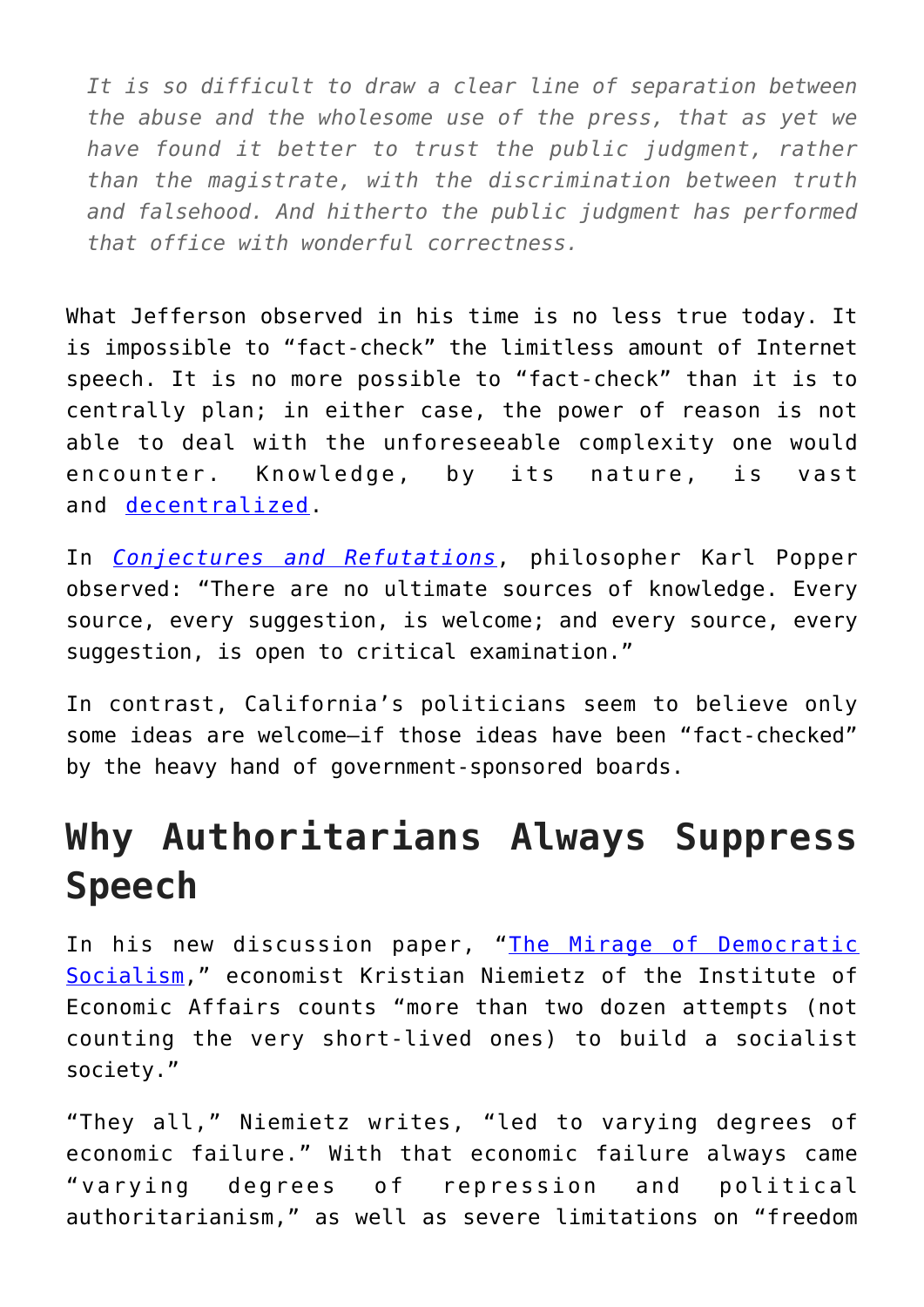> *It is so difficult to draw a clear line of separation between the abuse and the wholesome use of the press, that as yet we have found it better to trust the public judgment, rather than the magistrate, with the discrimination between truth and falsehood. And hitherto the public judgment has performed that office with wonderful correctness.*

What Jefferson observed in his time is no less true today. It is impossible to "fact-check" the limitless amount of Internet speech. It is no more possible to "fact-check" than it is to centrally plan; in either case, the power of reason is not able to deal with the unforeseeable complexity one would encounter. Knowledge, by its nature, is vast and decentralized.

In *Conjectures and Refutations*, philosopher Karl Popper observed: "There are no ultimate sources of knowledge. Every source, every suggestion, is welcome; and every source, every suggestion, is open to critical examination."

In contrast, California's politicians seem to believe only some ideas are welcome—if those ideas have been "fact-checked" by the heavy hand of government-sponsored boards.

## Why Authoritarians Always Suppress Speech

In his new discussion paper, "The Mirage of Democratic Socialism," economist Kristian Niemietz of the Institute of Economic Affairs counts "more than two dozen attempts (not counting the very short-lived ones) to build a socialist society."

"They all," Niemietz writes, "led to varying degrees of economic failure." With that economic failure always came "varying degrees of repression and political authoritarianism," as well as severe limitations on "freedom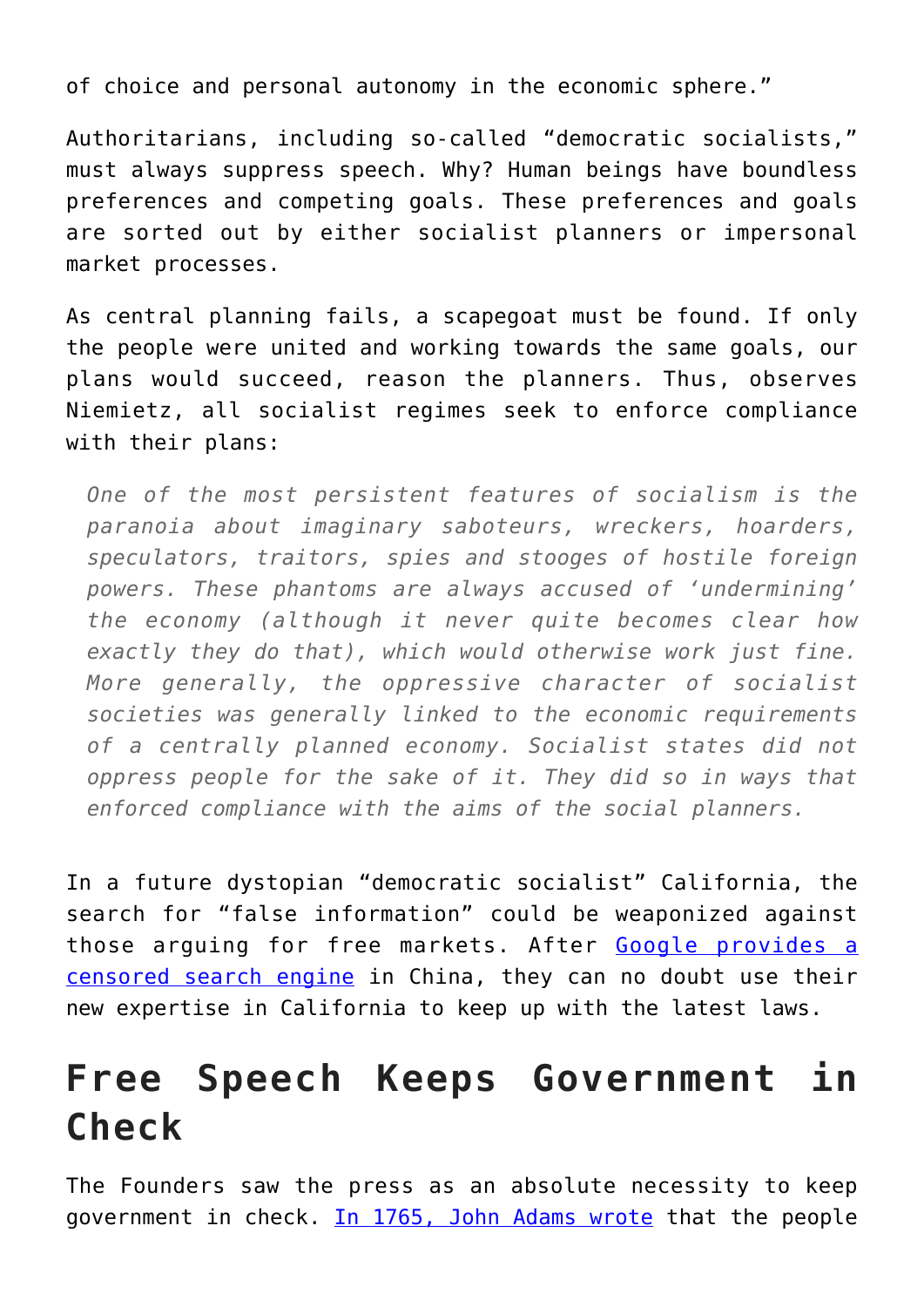of choice and personal autonomy in the economic sphere."

Authoritarians, including so-called "democratic socialists," must always suppress speech. Why? Human beings have boundless preferences and competing goals. These preferences and goals are sorted out by either socialist planners or impersonal market processes.

As central planning fails, a scapegoat must be found. If only the people were united and working towards the same goals, our plans would succeed, reason the planners. Thus, observes Niemietz, all socialist regimes seek to enforce compliance with their plans:

> *One of the most persistent features of socialism is the paranoia about imaginary saboteurs, wreckers, hoarders, speculators, traitors, spies and stooges of hostile foreign powers. These phantoms are always accused of 'undermining' the economy (although it never quite becomes clear how exactly they do that), which would otherwise work just fine. More generally, the oppressive character of socialist societies was generally linked to the economic requirements of a centrally planned economy. Socialist states did not oppress people for the sake of it. They did so in ways that enforced compliance with the aims of the social planners.*

In a future dystopian "democratic socialist" California, the search for "false information" could be weaponized against those arguing for free markets. After Google provides a censored search engine in China, they can no doubt use their new expertise in California to keep up with the latest laws.

## Free Speech Keeps Government in Check

The Founders saw the press as an absolute necessity to keep government in check. In 1765, John Adams wrote that the people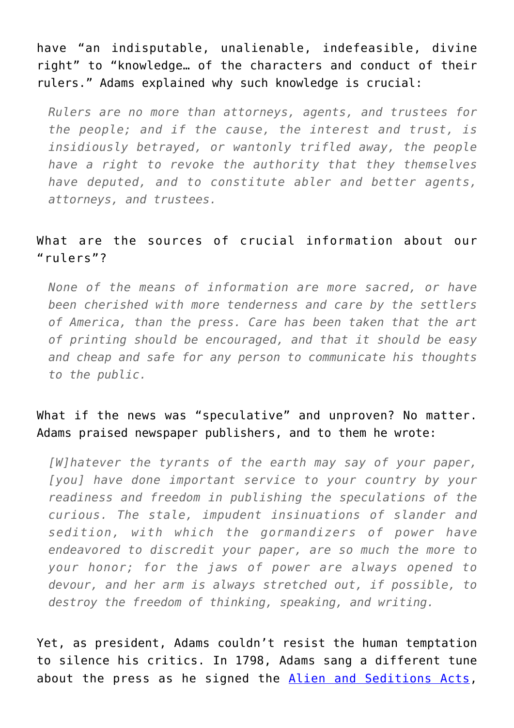have “an indisputable, unalienable, indefeasible, divine right” to “knowledge… of the characters and conduct of their rulers.” Adams explained why such knowledge is crucial:

> *Rulers are no more than attorneys, agents, and trustees for the people; and if the cause, the interest and trust, is insidiously betrayed, or wantonly trifled away, the people have a right to revoke the authority that they themselves have deputed, and to constitute abler and better agents, attorneys, and trustees.*

What are the sources of crucial information about our “rulers”?

> *None of the means of information are more sacred, or have been cherished with more tenderness and care by the settlers of America, than the press. Care has been taken that the art of printing should be encouraged, and that it should be easy and cheap and safe for any person to communicate his thoughts to the public.*

What if the news was “speculative” and unproven? No matter. Adams praised newspaper publishers, and to them he wrote:

> *[W]hatever the tyrants of the earth may say of your paper, [you] have done important service to your country by your readiness and freedom in publishing the speculations of the curious. The stale, impudent insinuations of slander and sedition, with which the gormandizers of power have endeavored to discredit your paper, are so much the more to your honor; for the jaws of power are always opened to devour, and her arm is always stretched out, if possible, to destroy the freedom of thinking, speaking, and writing.*

Yet, as president, Adams couldn’t resist the human temptation to silence his critics. In 1798, Adams sang a different tune about the press as he signed the Alien and Seditions Acts,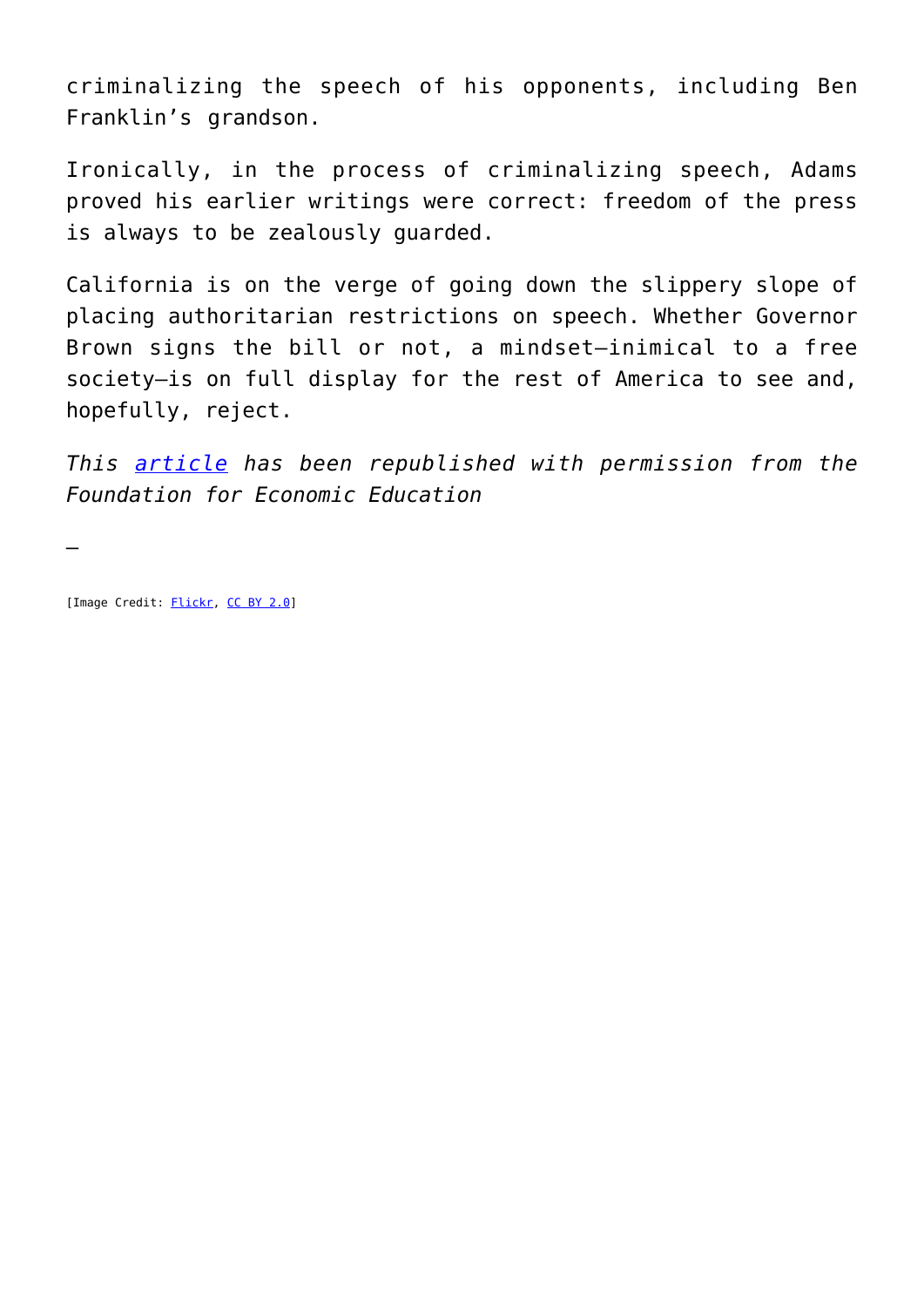criminalizing the speech of his opponents, including Ben Franklin's grandson.

Ironically, in the process of criminalizing speech, Adams proved his earlier writings were correct: freedom of the press is always to be zealously guarded.

California is on the verge of going down the slippery slope of placing authoritarian restrictions on speech. Whether Governor Brown signs the bill or not, a mindset—inimical to a free society—is on full display for the rest of America to see and, hopefully, reject.

*This article has been republished with permission from the Foundation for Economic Education*

—

[Image Credit: Flickr, CC BY 2.0]